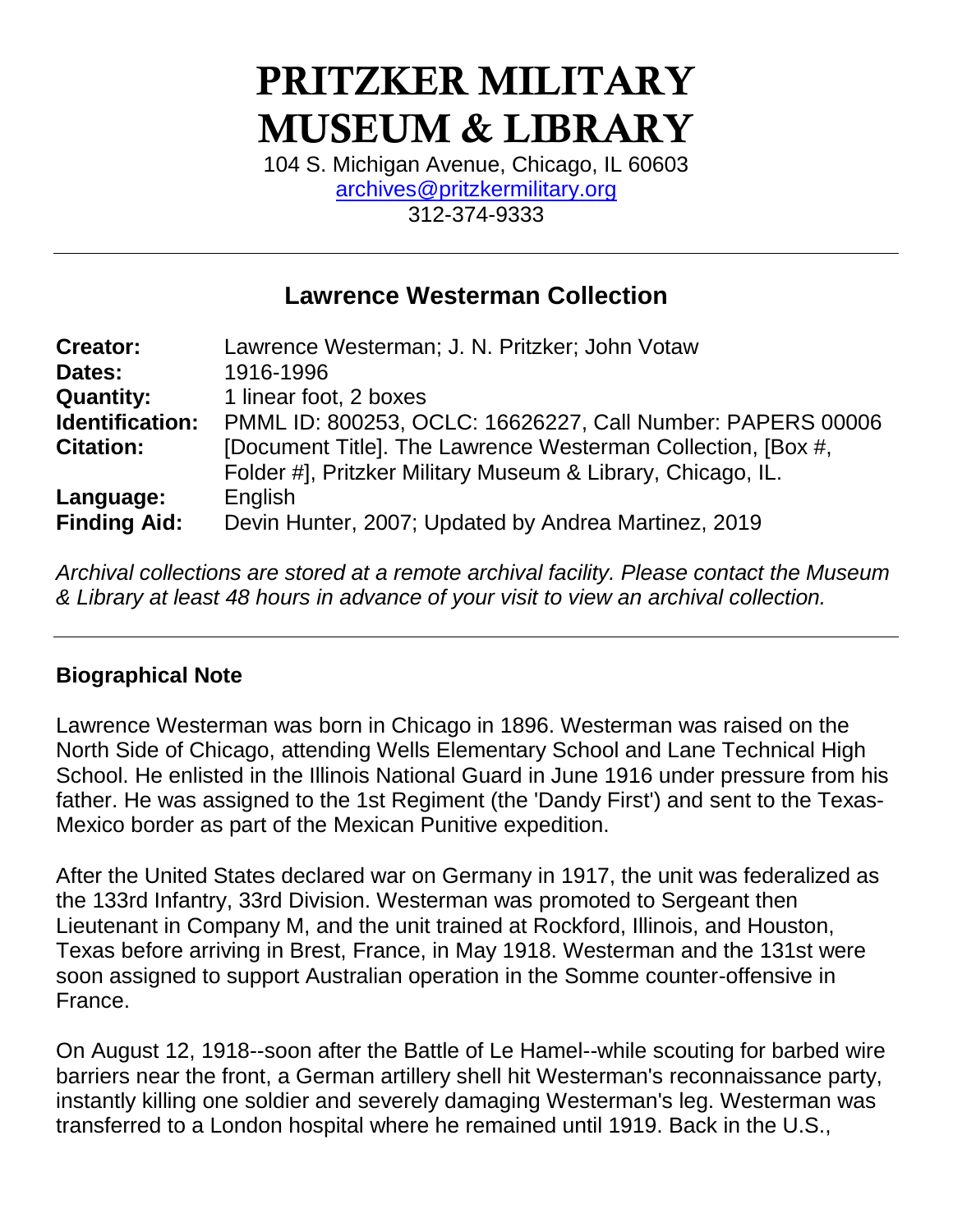# PRITZKER MILITARY MUSEUM & LIBRARY

104 S. Michigan Avenue, Chicago, IL 60603
archives@pritzkermilitary.org
312-374-9333

---

## Lawrence Westerman Collection

| | |
|---|---|
| **Creator:** | Lawrence Westerman; J. N. Pritzker; John Votaw |
| **Dates:** | 1916-1996 |
| **Quantity:** | 1 linear foot, 2 boxes |
| **Identification:** | PMML ID: 800253, OCLC: 16626227, Call Number: PAPERS 00006 |
| **Citation:** | [Document Title]. The Lawrence Westerman Collection, [Box #, Folder #], Pritzker Military Museum & Library, Chicago, IL. |
| **Language:** | English |
| **Finding Aid:** | Devin Hunter, 2007; Updated by Andrea Martinez, 2019 |

*Archival collections are stored at a remote archival facility. Please contact the Museum & Library at least 48 hours in advance of your visit to view an archival collection.*

---

### Biographical Note

Lawrence Westerman was born in Chicago in 1896. Westerman was raised on the North Side of Chicago, attending Wells Elementary School and Lane Technical High School. He enlisted in the Illinois National Guard in June 1916 under pressure from his father. He was assigned to the 1st Regiment (the 'Dandy First') and sent to the Texas-Mexico border as part of the Mexican Punitive expedition.

After the United States declared war on Germany in 1917, the unit was federalized as the 133rd Infantry, 33rd Division. Westerman was promoted to Sergeant then Lieutenant in Company M, and the unit trained at Rockford, Illinois, and Houston, Texas before arriving in Brest, France, in May 1918. Westerman and the 131st were soon assigned to support Australian operation in the Somme counter-offensive in France.

On August 12, 1918--soon after the Battle of Le Hamel--while scouting for barbed wire barriers near the front, a German artillery shell hit Westerman's reconnaissance party, instantly killing one soldier and severely damaging Westerman's leg. Westerman was transferred to a London hospital where he remained until 1919. Back in the U.S.,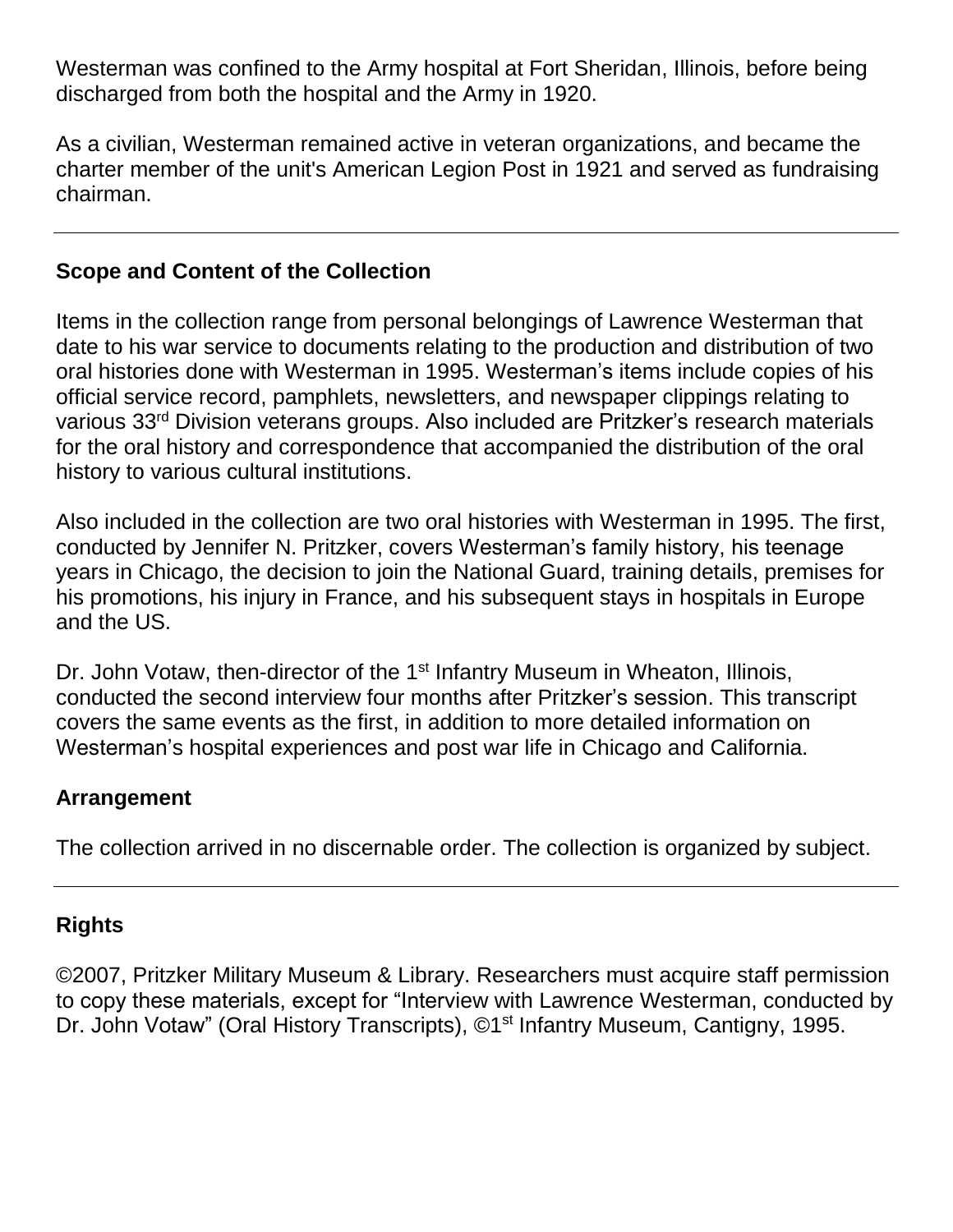Westerman was confined to the Army hospital at Fort Sheridan, Illinois, before being discharged from both the hospital and the Army in 1920.

As a civilian, Westerman remained active in veteran organizations, and became the charter member of the unit's American Legion Post in 1921 and served as fundraising chairman.

---

## Scope and Content of the Collection

Items in the collection range from personal belongings of Lawrence Westerman that date to his war service to documents relating to the production and distribution of two oral histories done with Westerman in 1995. Westerman's items include copies of his official service record, pamphlets, newsletters, and newspaper clippings relating to various 33rd Division veterans groups. Also included are Pritzker's research materials for the oral history and correspondence that accompanied the distribution of the oral history to various cultural institutions.

Also included in the collection are two oral histories with Westerman in 1995. The first, conducted by Jennifer N. Pritzker, covers Westerman's family history, his teenage years in Chicago, the decision to join the National Guard, training details, premises for his promotions, his injury in France, and his subsequent stays in hospitals in Europe and the US.

Dr. John Votaw, then-director of the 1st Infantry Museum in Wheaton, Illinois, conducted the second interview four months after Pritzker's session. This transcript covers the same events as the first, in addition to more detailed information on Westerman's hospital experiences and post war life in Chicago and California.

## Arrangement

The collection arrived in no discernable order. The collection is organized by subject.

---

## Rights

©2007, Pritzker Military Museum & Library. Researchers must acquire staff permission to copy these materials, except for "Interview with Lawrence Westerman, conducted by Dr. John Votaw" (Oral History Transcripts), ©1st Infantry Museum, Cantigny, 1995.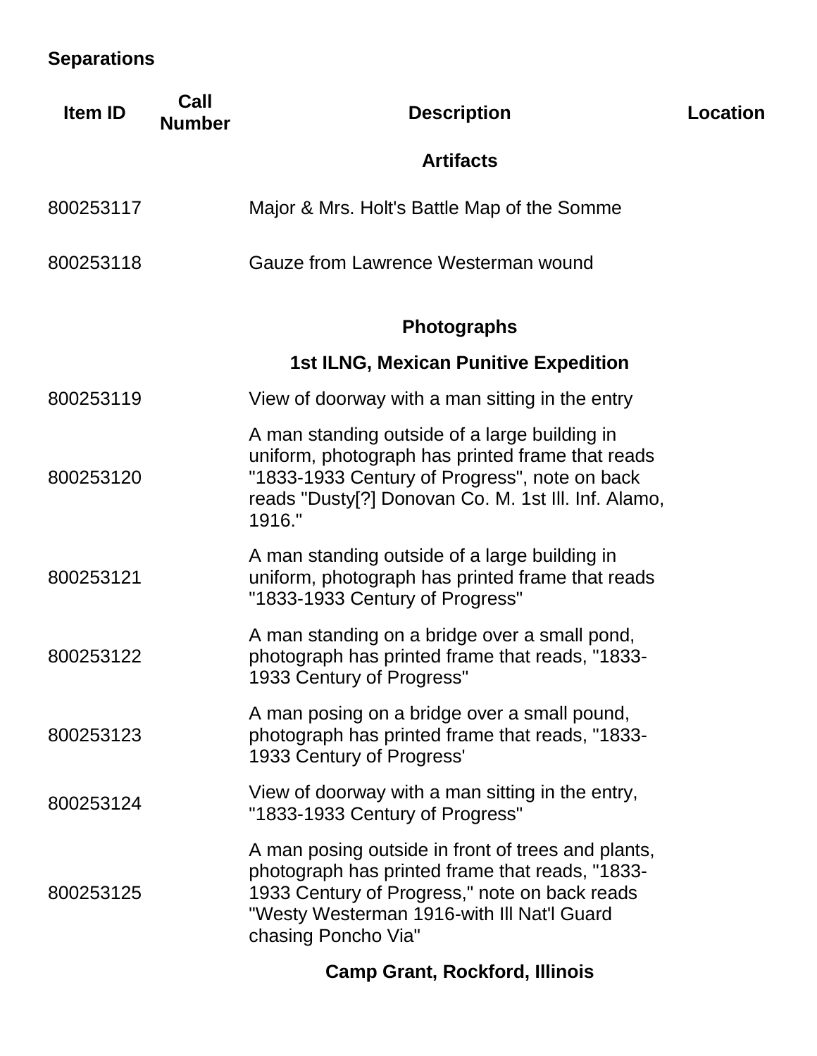**Separations**

| Item ID | Call Number | Description | Location |
|---|---|---|---|
| | | **Artifacts** | |
| 800253117 | | Major & Mrs. Holt's Battle Map of the Somme | |
| 800253118 | | Gauze from Lawrence Westerman wound | |
| | | **Photographs** | |
| | | **1st ILNG, Mexican Punitive Expedition** | |
| 800253119 | | View of doorway with a man sitting in the entry | |
| 800253120 | | A man standing outside of a large building in uniform, photograph has printed frame that reads "1833-1933 Century of Progress", note on back reads "Dusty[?] Donovan Co. M. 1st Ill. Inf. Alamo, 1916." | |
| 800253121 | | A man standing outside of a large building in uniform, photograph has printed frame that reads "1833-1933 Century of Progress" | |
| 800253122 | | A man standing on a bridge over a small pond, photograph has printed frame that reads, "1833-1933 Century of Progress" | |
| 800253123 | | A man posing on a bridge over a small pound, photograph has printed frame that reads, "1833-1933 Century of Progress' | |
| 800253124 | | View of doorway with a man sitting in the entry, "1833-1933 Century of Progress" | |
| 800253125 | | A man posing outside in front of trees and plants, photograph has printed frame that reads, "1833-1933 Century of Progress," note on back reads "Westy Westerman 1916-with Ill Nat'l Guard chasing Poncho Via" | |
| | | **Camp Grant, Rockford, Illinois** | |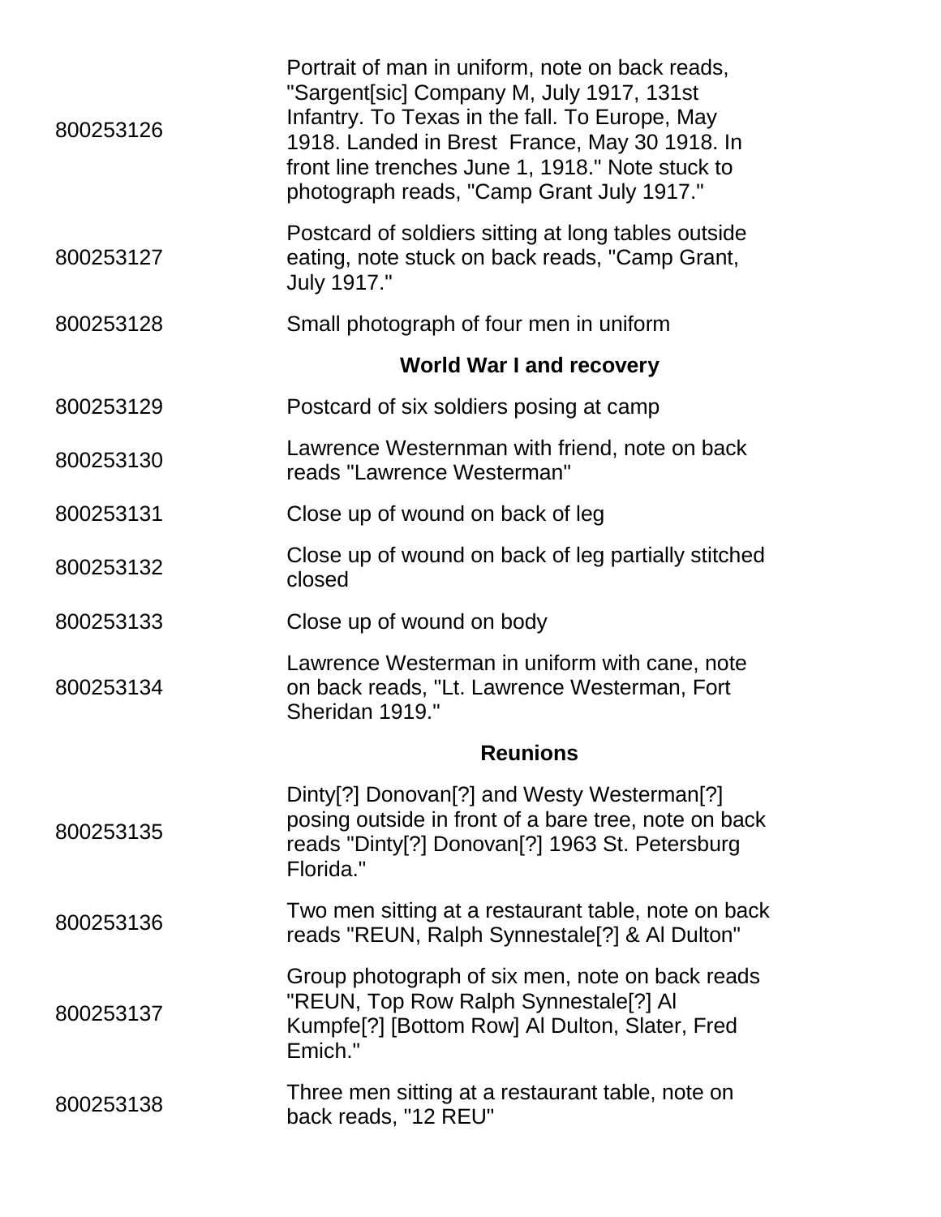| | |
|---|---|
| 800253126 | Portrait of man in uniform, note on back reads, "Sargent[sic] Company M, July 1917, 131st Infantry. To Texas in the fall. To Europe, May 1918. Landed in Brest  France, May 30 1918. In front line trenches June 1, 1918." Note stuck to photograph reads, "Camp Grant July 1917." |
| 800253127 | Postcard of soldiers sitting at long tables outside eating, note stuck on back reads, "Camp Grant, July 1917." |
| 800253128 | Small photograph of four men in uniform |

**World War I and recovery**

| | |
|---|---|
| 800253129 | Postcard of six soldiers posing at camp |
| 800253130 | Lawrence Westernman with friend, note on back reads "Lawrence Westerman" |
| 800253131 | Close up of wound on back of leg |
| 800253132 | Close up of wound on back of leg partially stitched closed |
| 800253133 | Close up of wound on body |
| 800253134 | Lawrence Westerman in uniform with cane, note on back reads, "Lt. Lawrence Westerman, Fort Sheridan 1919." |

**Reunions**

| | |
|---|---|
| 800253135 | Dinty[?] Donovan[?] and Westy Westerman[?] posing outside in front of a bare tree, note on back reads "Dinty[?] Donovan[?] 1963 St. Petersburg Florida." |
| 800253136 | Two men sitting at a restaurant table, note on back reads "REUN, Ralph Synnestale[?] & Al Dulton" |
| 800253137 | Group photograph of six men, note on back reads "REUN, Top Row Ralph Synnestale[?] Al Kumpfe[?] [Bottom Row] Al Dulton, Slater, Fred Emich." |
| 800253138 | Three men sitting at a restaurant table, note on back reads, "12 REU" |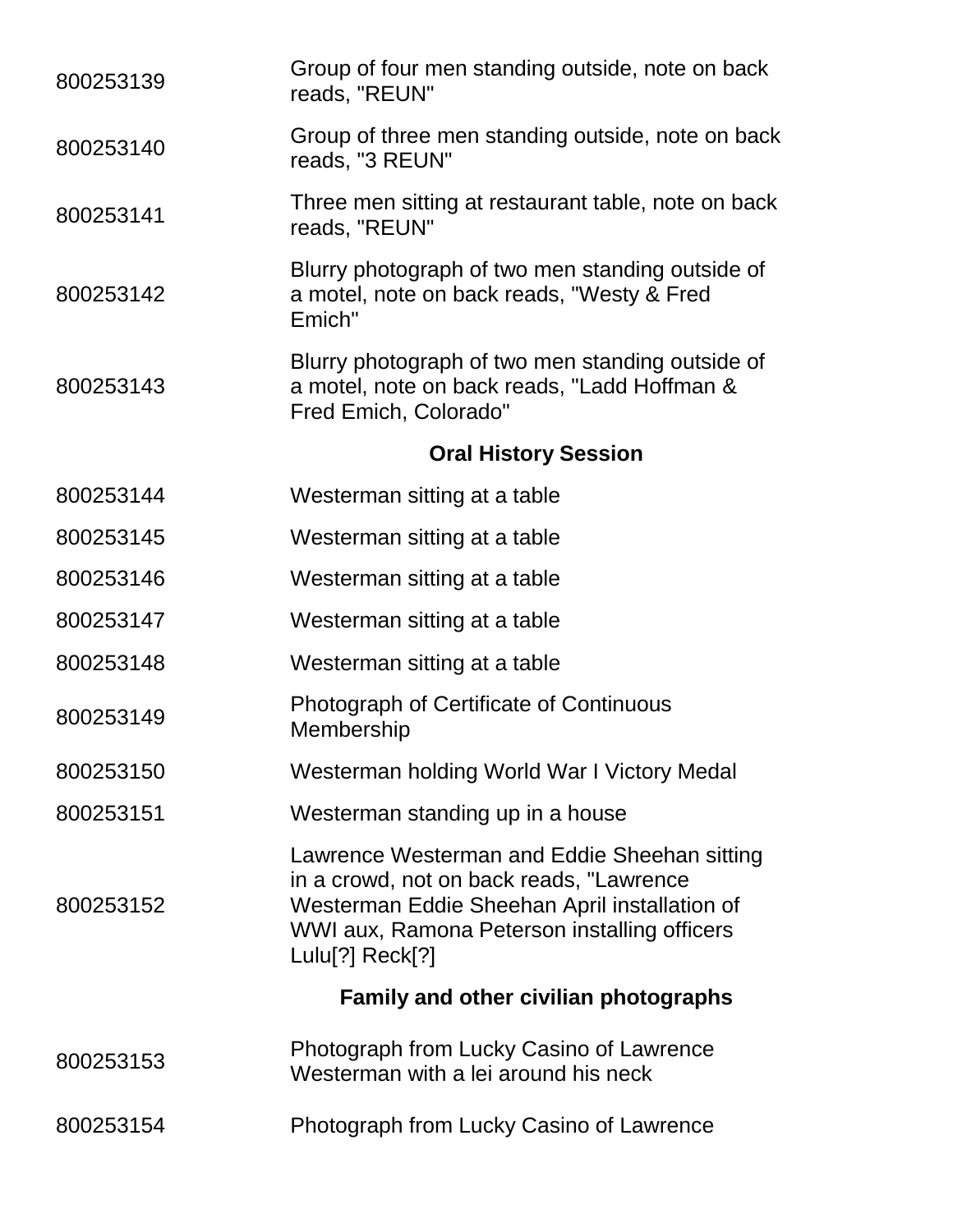| | |
|---|---|
| 800253139 | Group of four men standing outside, note on back reads, "REUN" |
| 800253140 | Group of three men standing outside, note on back reads, "3 REUN" |
| 800253141 | Three men sitting at restaurant table, note on back reads, "REUN" |
| 800253142 | Blurry photograph of two men standing outside of a motel, note on back reads, "Westy & Fred Emich" |
| 800253143 | Blurry photograph of two men standing outside of a motel, note on back reads, "Ladd Hoffman & Fred Emich, Colorado" |

**Oral History Session**

| | |
|---|---|
| 800253144 | Westerman sitting at a table |
| 800253145 | Westerman sitting at a table |
| 800253146 | Westerman sitting at a table |
| 800253147 | Westerman sitting at a table |
| 800253148 | Westerman sitting at a table |
| 800253149 | Photograph of Certificate of Continuous Membership |
| 800253150 | Westerman holding World War I Victory Medal |
| 800253151 | Westerman standing up in a house |
| 800253152 | Lawrence Westerman and Eddie Sheehan sitting in a crowd, not on back reads, "Lawrence Westerman Eddie Sheehan April installation of WWI aux, Ramona Peterson installing officers Lulu[?] Reck[?] |

**Family and other civilian photographs**

| | |
|---|---|
| 800253153 | Photograph from Lucky Casino of Lawrence Westerman with a lei around his neck |
| 800253154 | Photograph from Lucky Casino of Lawrence |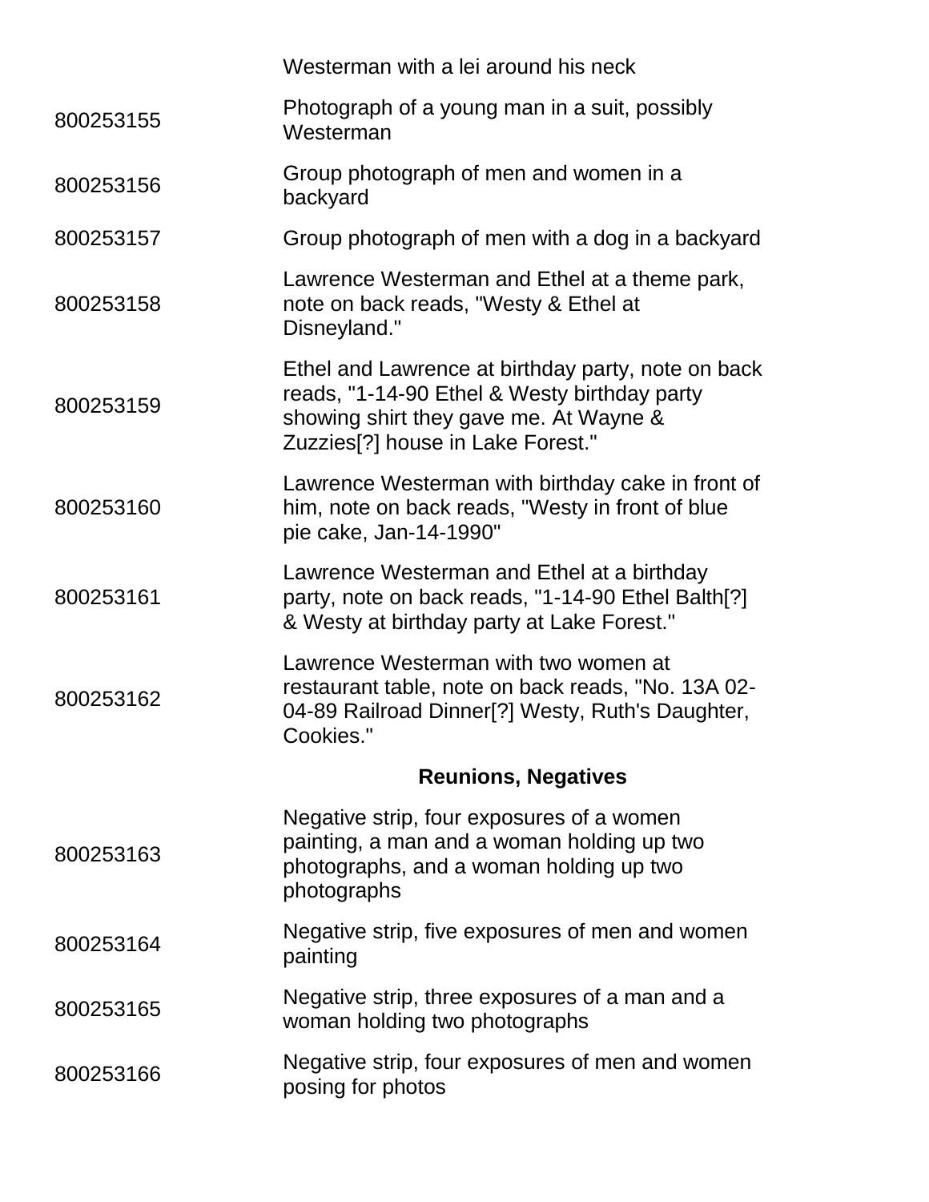| | |
|---|---|
| | Westerman with a lei around his neck |
| 800253155 | Photograph of a young man in a suit, possibly Westerman |
| 800253156 | Group photograph of men and women in a backyard |
| 800253157 | Group photograph of men with a dog in a backyard |
| 800253158 | Lawrence Westerman and Ethel at a theme park, note on back reads, "Westy & Ethel at Disneyland." |
| 800253159 | Ethel and Lawrence at birthday party, note on back reads, "1-14-90 Ethel & Westy birthday party showing shirt they gave me. At Wayne & Zuzzies[?] house in Lake Forest." |
| 800253160 | Lawrence Westerman with birthday cake in front of him, note on back reads, "Westy in front of blue pie cake, Jan-14-1990" |
| 800253161 | Lawrence Westerman and Ethel at a birthday party, note on back reads, "1-14-90 Ethel Balth[?] & Westy at birthday party at Lake Forest." |
| 800253162 | Lawrence Westerman with two women at restaurant table, note on back reads, "No. 13A 02-04-89 Railroad Dinner[?] Westy, Ruth's Daughter, Cookies." |

**Reunions, Negatives**

| | |
|---|---|
| 800253163 | Negative strip, four exposures of a women painting, a man and a woman holding up two photographs, and a woman holding up two photographs |
| 800253164 | Negative strip, five exposures of men and women painting |
| 800253165 | Negative strip, three exposures of a man and a woman holding two photographs |
| 800253166 | Negative strip, four exposures of men and women posing for photos |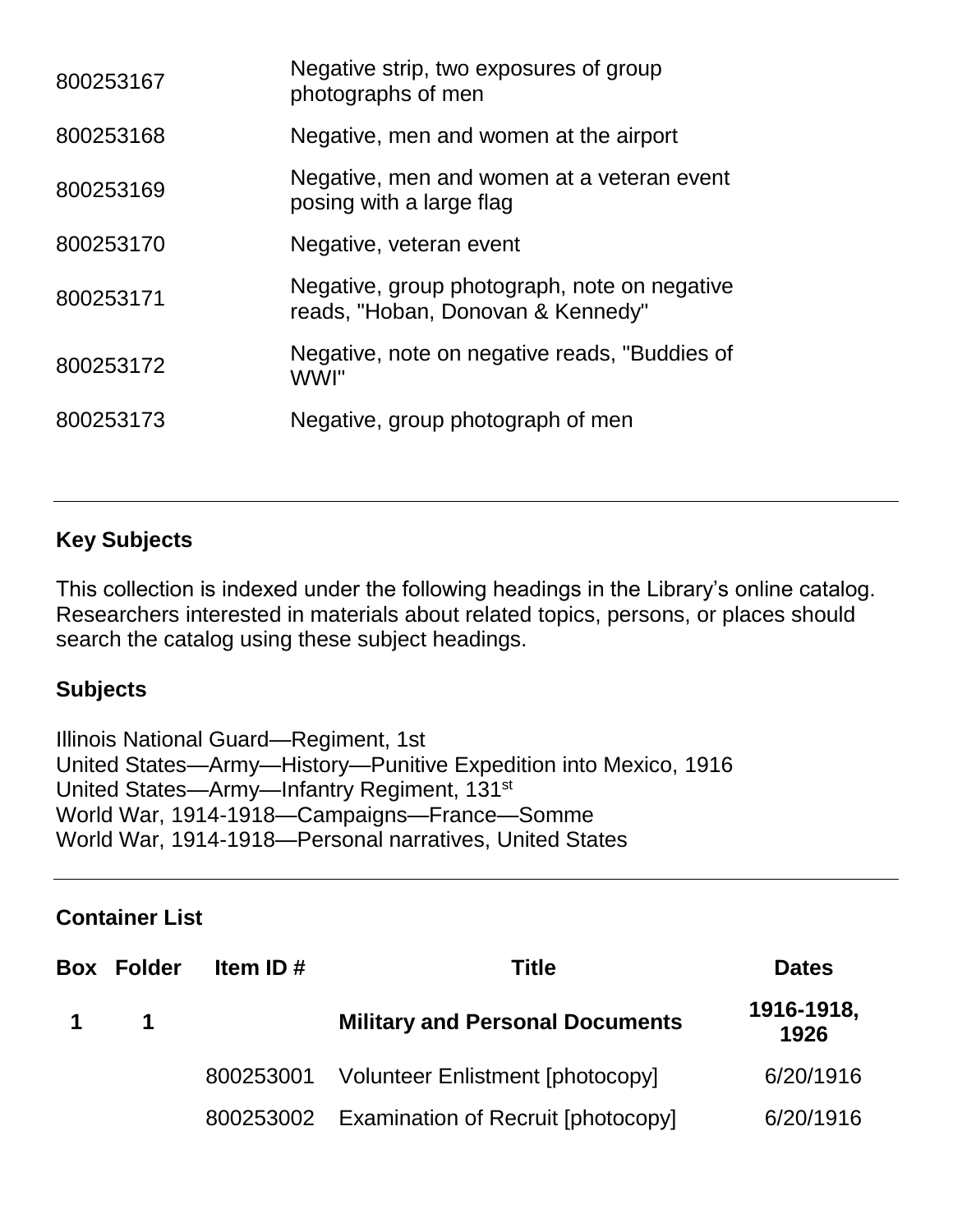| | |
|---|---|
| 800253167 | Negative strip, two exposures of group photographs of men |
| 800253168 | Negative, men and women at the airport |
| 800253169 | Negative, men and women at a veteran event posing with a large flag |
| 800253170 | Negative, veteran event |
| 800253171 | Negative, group photograph, note on negative reads, "Hoban, Donovan & Kennedy" |
| 800253172 | Negative, note on negative reads, "Buddies of WWI" |
| 800253173 | Negative, group photograph of men |

---

## Key Subjects

This collection is indexed under the following headings in the Library's online catalog. Researchers interested in materials about related topics, persons, or places should search the catalog using these subject headings.

### Subjects

Illinois National Guard—Regiment, 1st
United States—Army—History—Punitive Expedition into Mexico, 1916
United States—Army—Infantry Regiment, 131st
World War, 1914-1918—Campaigns—France—Somme
World War, 1914-1918—Personal narratives, United States

---

## Container List

| Box | Folder | Item ID # | Title | Dates |
|---|---|---|---|---|
| **1** | **1** | | **Military and Personal Documents** | **1916-1918, 1926** |
| | | 800253001 | Volunteer Enlistment [photocopy] | 6/20/1916 |
| | | 800253002 | Examination of Recruit [photocopy] | 6/20/1916 |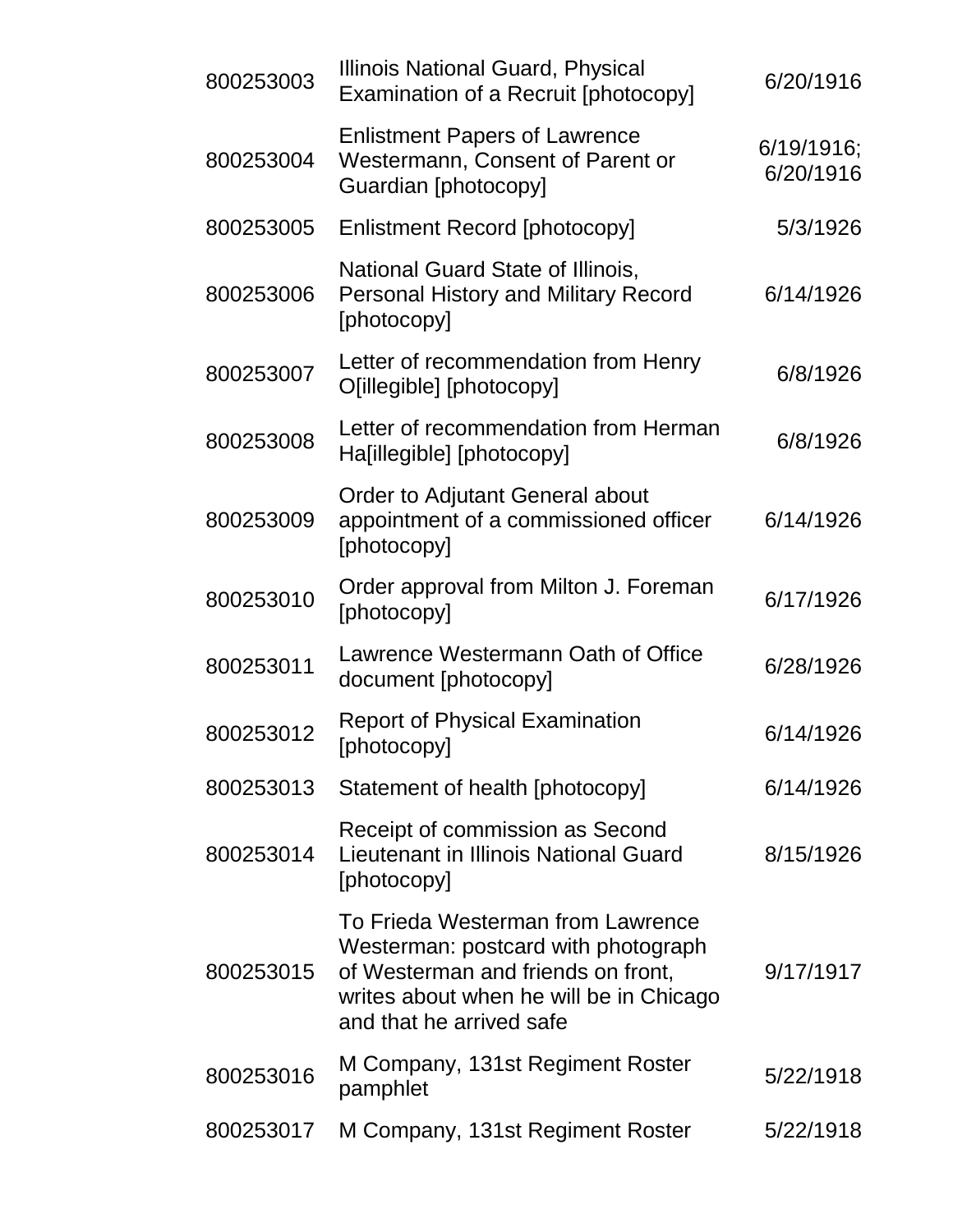| | | |
|---|---|---|
| 800253003 | Illinois National Guard, Physical Examination of a Recruit [photocopy] | 6/20/1916 |
| 800253004 | Enlistment Papers of Lawrence Westermann, Consent of Parent or Guardian [photocopy] | 6/19/1916; 6/20/1916 |
| 800253005 | Enlistment Record [photocopy] | 5/3/1926 |
| 800253006 | National Guard State of Illinois, Personal History and Military Record [photocopy] | 6/14/1926 |
| 800253007 | Letter of recommendation from Henry O[illegible] [photocopy] | 6/8/1926 |
| 800253008 | Letter of recommendation from Herman Ha[illegible] [photocopy] | 6/8/1926 |
| 800253009 | Order to Adjutant General about appointment of a commissioned officer [photocopy] | 6/14/1926 |
| 800253010 | Order approval from Milton J. Foreman [photocopy] | 6/17/1926 |
| 800253011 | Lawrence Westermann Oath of Office document [photocopy] | 6/28/1926 |
| 800253012 | Report of Physical Examination [photocopy] | 6/14/1926 |
| 800253013 | Statement of health [photocopy] | 6/14/1926 |
| 800253014 | Receipt of commission as Second Lieutenant in Illinois National Guard [photocopy] | 8/15/1926 |
| 800253015 | To Frieda Westerman from Lawrence Westerman: postcard with photograph of Westerman and friends on front, writes about when he will be in Chicago and that he arrived safe | 9/17/1917 |
| 800253016 | M Company, 131st Regiment Roster pamphlet | 5/22/1918 |
| 800253017 | M Company, 131st Regiment Roster | 5/22/1918 |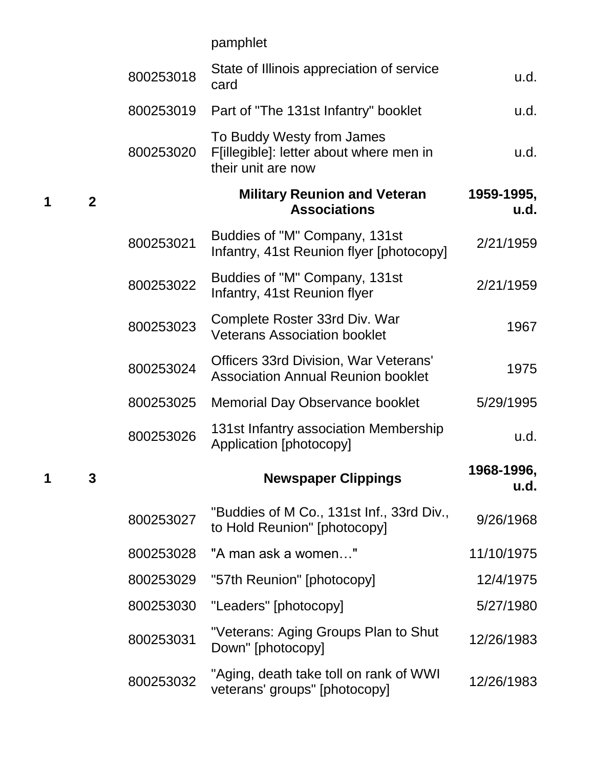| Box | Folder | ID | Description | Date |
|---|---|---|---|---|
| | | | pamphlet | |
| | | 800253018 | State of Illinois appreciation of service card | u.d. |
| | | 800253019 | Part of "The 131st Infantry" booklet | u.d. |
| | | 800253020 | To Buddy Westy from James F[illegible]: letter about where men in their unit are now | u.d. |
| **1** | **2** | | **Military Reunion and Veteran Associations** | **1959-1995, u.d.** |
| | | 800253021 | Buddies of "M" Company, 131st Infantry, 41st Reunion flyer [photocopy] | 2/21/1959 |
| | | 800253022 | Buddies of "M" Company, 131st Infantry, 41st Reunion flyer | 2/21/1959 |
| | | 800253023 | Complete Roster 33rd Div. War Veterans Association booklet | 1967 |
| | | 800253024 | Officers 33rd Division, War Veterans' Association Annual Reunion booklet | 1975 |
| | | 800253025 | Memorial Day Observance booklet | 5/29/1995 |
| | | 800253026 | 131st Infantry association Membership Application [photocopy] | u.d. |
| **1** | **3** | | **Newspaper Clippings** | **1968-1996, u.d.** |
| | | 800253027 | "Buddies of M Co., 131st Inf., 33rd Div., to Hold Reunion" [photocopy] | 9/26/1968 |
| | | 800253028 | "A man ask a women…" | 11/10/1975 |
| | | 800253029 | "57th Reunion" [photocopy] | 12/4/1975 |
| | | 800253030 | "Leaders" [photocopy] | 5/27/1980 |
| | | 800253031 | "Veterans: Aging Groups Plan to Shut Down" [photocopy] | 12/26/1983 |
| | | 800253032 | "Aging, death take toll on rank of WWI veterans' groups" [photocopy] | 12/26/1983 |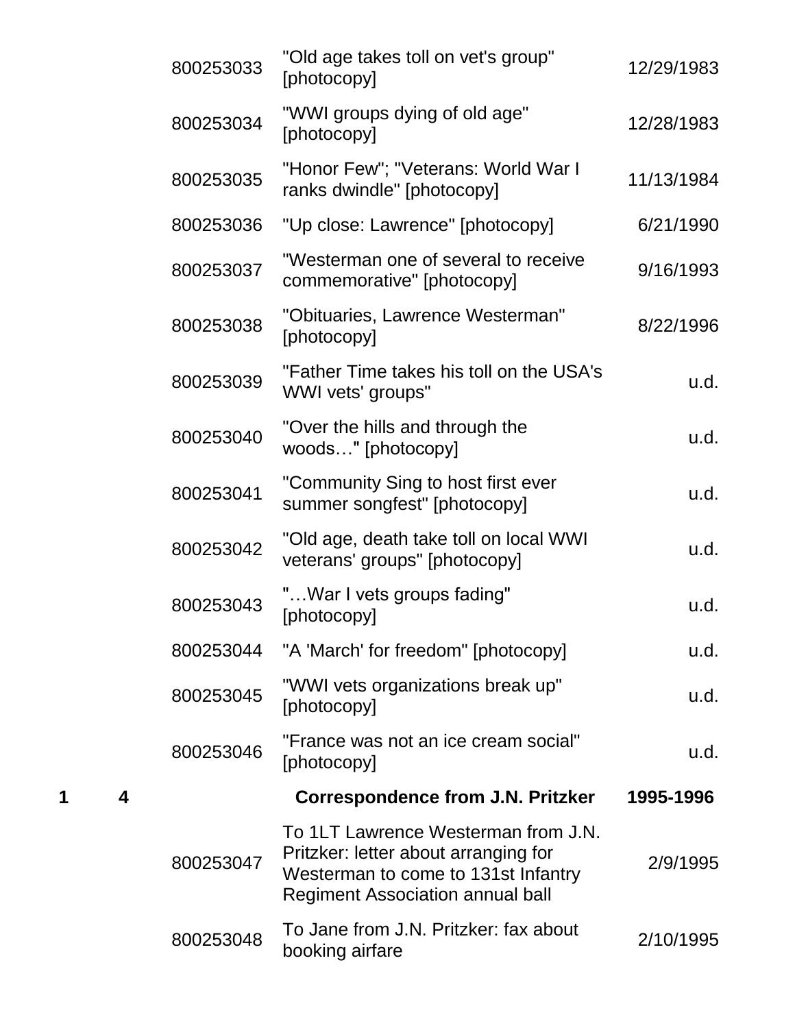| Box | Folder | Item ID | Description | Date |
|---|---|---|---|---|
| | | 800253033 | "Old age takes toll on vet's group" [photocopy] | 12/29/1983 |
| | | 800253034 | "WWI groups dying of old age" [photocopy] | 12/28/1983 |
| | | 800253035 | "Honor Few"; "Veterans: World War I ranks dwindle" [photocopy] | 11/13/1984 |
| | | 800253036 | "Up close: Lawrence" [photocopy] | 6/21/1990 |
| | | 800253037 | "Westerman one of several to receive commemorative" [photocopy] | 9/16/1993 |
| | | 800253038 | "Obituaries, Lawrence Westerman" [photocopy] | 8/22/1996 |
| | | 800253039 | "Father Time takes his toll on the USA's WWI vets' groups" | u.d. |
| | | 800253040 | "Over the hills and through the woods…" [photocopy] | u.d. |
| | | 800253041 | "Community Sing to host first ever summer songfest" [photocopy] | u.d. |
| | | 800253042 | "Old age, death take toll on local WWI veterans' groups" [photocopy] | u.d. |
| | | 800253043 | "…War I vets groups fading" [photocopy] | u.d. |
| | | 800253044 | "A 'March' for freedom" [photocopy] | u.d. |
| | | 800253045 | "WWI vets organizations break up" [photocopy] | u.d. |
| | | 800253046 | "France was not an ice cream social" [photocopy] | u.d. |
| **1** | **4** | | **Correspondence from J.N. Pritzker** | **1995-1996** |
| | | 800253047 | To 1LT Lawrence Westerman from J.N. Pritzker: letter about arranging for Westerman to come to 131st Infantry Regiment Association annual ball | 2/9/1995 |
| | | 800253048 | To Jane from J.N. Pritzker: fax about booking airfare | 2/10/1995 |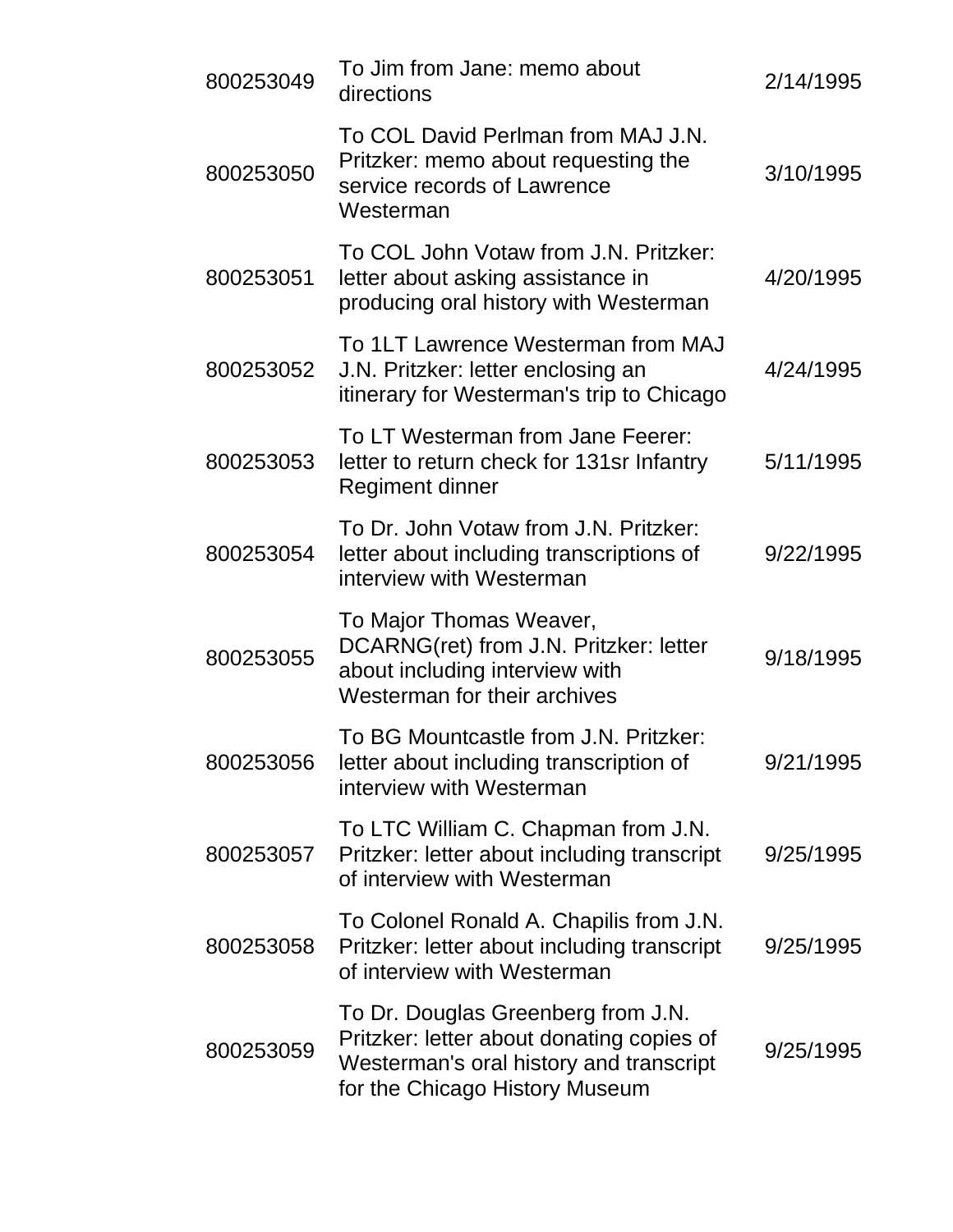| | | |
|---|---|---|
| 800253049 | To Jim from Jane: memo about directions | 2/14/1995 |
| 800253050 | To COL David Perlman from MAJ J.N. Pritzker: memo about requesting the service records of Lawrence Westerman | 3/10/1995 |
| 800253051 | To COL John Votaw from J.N. Pritzker: letter about asking assistance in producing oral history with Westerman | 4/20/1995 |
| 800253052 | To 1LT Lawrence Westerman from MAJ J.N. Pritzker: letter enclosing an itinerary for Westerman's trip to Chicago | 4/24/1995 |
| 800253053 | To LT Westerman from Jane Feerer: letter to return check for 131sr Infantry Regiment dinner | 5/11/1995 |
| 800253054 | To Dr. John Votaw from J.N. Pritzker: letter about including transcriptions of interview with Westerman | 9/22/1995 |
| 800253055 | To Major Thomas Weaver, DCARNG(ret) from J.N. Pritzker: letter about including interview with Westerman for their archives | 9/18/1995 |
| 800253056 | To BG Mountcastle from J.N. Pritzker: letter about including transcription of interview with Westerman | 9/21/1995 |
| 800253057 | To LTC William C. Chapman from J.N. Pritzker: letter about including transcript of interview with Westerman | 9/25/1995 |
| 800253058 | To Colonel Ronald A. Chapilis from J.N. Pritzker: letter about including transcript of interview with Westerman | 9/25/1995 |
| 800253059 | To Dr. Douglas Greenberg from J.N. Pritzker: letter about donating copies of Westerman's oral history and transcript for the Chicago History Museum | 9/25/1995 |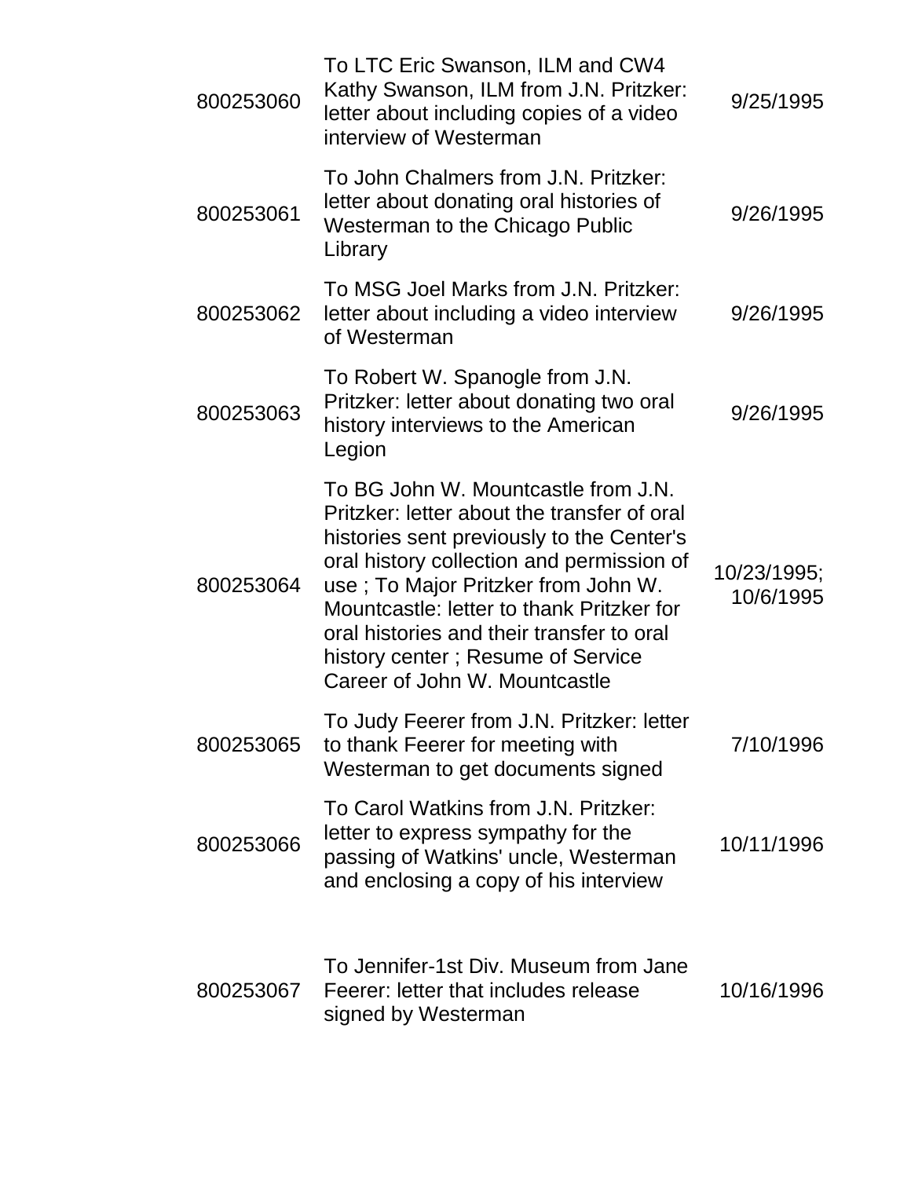| | | |
|---|---|---|
| 800253060 | To LTC Eric Swanson, ILM and CW4 Kathy Swanson, ILM from J.N. Pritzker: letter about including copies of a video interview of Westerman | 9/25/1995 |
| 800253061 | To John Chalmers from J.N. Pritzker: letter about donating oral histories of Westerman to the Chicago Public Library | 9/26/1995 |
| 800253062 | To MSG Joel Marks from J.N. Pritzker: letter about including a video interview of Westerman | 9/26/1995 |
| 800253063 | To Robert W. Spanogle from J.N. Pritzker: letter about donating two oral history interviews to the American Legion | 9/26/1995 |
| 800253064 | To BG John W. Mountcastle from J.N. Pritzker: letter about the transfer of oral histories sent previously to the Center's oral history collection and permission of use ; To Major Pritzker from John W. Mountcastle: letter to thank Pritzker for oral histories and their transfer to oral history center ; Resume of Service Career of John W. Mountcastle | 10/23/1995; 10/6/1995 |
| 800253065 | To Judy Feerer from J.N. Pritzker: letter to thank Feerer for meeting with Westerman to get documents signed | 7/10/1996 |
| 800253066 | To Carol Watkins from J.N. Pritzker: letter to express sympathy for the passing of Watkins' uncle, Westerman and enclosing a copy of his interview | 10/11/1996 |
| 800253067 | To Jennifer-1st Div. Museum from Jane Feerer: letter that includes release signed by Westerman | 10/16/1996 |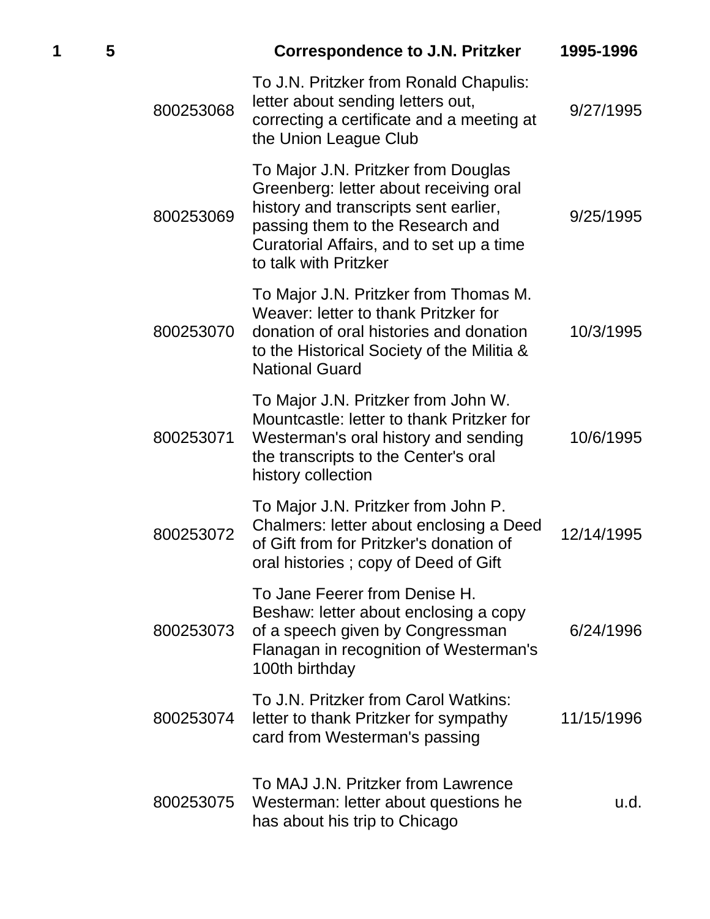| 1 | 5 | | Correspondence to J.N. Pritzker | 1995-1996 |
|---|---|---|---|---|
| | | 800253068 | To J.N. Pritzker from Ronald Chapulis: letter about sending letters out, correcting a certificate and a meeting at the Union League Club | 9/27/1995 |
| | | 800253069 | To Major J.N. Pritzker from Douglas Greenberg: letter about receiving oral history and transcripts sent earlier, passing them to the Research and Curatorial Affairs, and to set up a time to talk with Pritzker | 9/25/1995 |
| | | 800253070 | To Major J.N. Pritzker from Thomas M. Weaver: letter to thank Pritzker for donation of oral histories and donation to the Historical Society of the Militia & National Guard | 10/3/1995 |
| | | 800253071 | To Major J.N. Pritzker from John W. Mountcastle: letter to thank Pritzker for Westerman's oral history and sending the transcripts to the Center's oral history collection | 10/6/1995 |
| | | 800253072 | To Major J.N. Pritzker from John P. Chalmers: letter about enclosing a Deed of Gift from for Pritzker's donation of oral histories ; copy of Deed of Gift | 12/14/1995 |
| | | 800253073 | To Jane Feerer from Denise H. Beshaw: letter about enclosing a copy of a speech given by Congressman Flanagan in recognition of Westerman's 100th birthday | 6/24/1996 |
| | | 800253074 | To J.N. Pritzker from Carol Watkins: letter to thank Pritzker for sympathy card from Westerman's passing | 11/15/1996 |
| | | 800253075 | To MAJ J.N. Pritzker from Lawrence Westerman: letter about questions he has about his trip to Chicago | u.d. |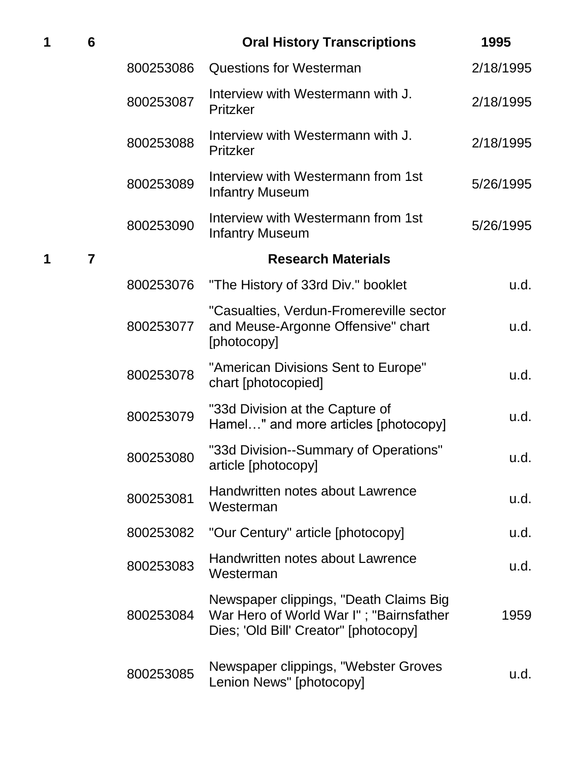| Box | Folder | ID | Title | Date |
|---|---|---|---|---|
| 1 | 6 | | **Oral History Transcriptions** | **1995** |
| | | 800253086 | Questions for Westerman | 2/18/1995 |
| | | 800253087 | Interview with Westermann with J. Pritzker | 2/18/1995 |
| | | 800253088 | Interview with Westermann with J. Pritzker | 2/18/1995 |
| | | 800253089 | Interview with Westermann from 1st Infantry Museum | 5/26/1995 |
| | | 800253090 | Interview with Westermann from 1st Infantry Museum | 5/26/1995 |
| 1 | 7 | | **Research Materials** | |
| | | 800253076 | "The History of 33rd Div." booklet | u.d. |
| | | 800253077 | "Casualties, Verdun-Fromereville sector and Meuse-Argonne Offensive" chart [photocopy] | u.d. |
| | | 800253078 | "American Divisions Sent to Europe" chart [photocopied] | u.d. |
| | | 800253079 | "33d Division at the Capture of Hamel…" and more articles [photocopy] | u.d. |
| | | 800253080 | "33d Division--Summary of Operations" article [photocopy] | u.d. |
| | | 800253081 | Handwritten notes about Lawrence Westerman | u.d. |
| | | 800253082 | "Our Century" article [photocopy] | u.d. |
| | | 800253083 | Handwritten notes about Lawrence Westerman | u.d. |
| | | 800253084 | Newspaper clippings, "Death Claims Big War Hero of World War I" ; "Bairnsfather Dies; 'Old Bill' Creator" [photocopy] | 1959 |
| | | 800253085 | Newspaper clippings, "Webster Groves Lenion News" [photocopy] | u.d. |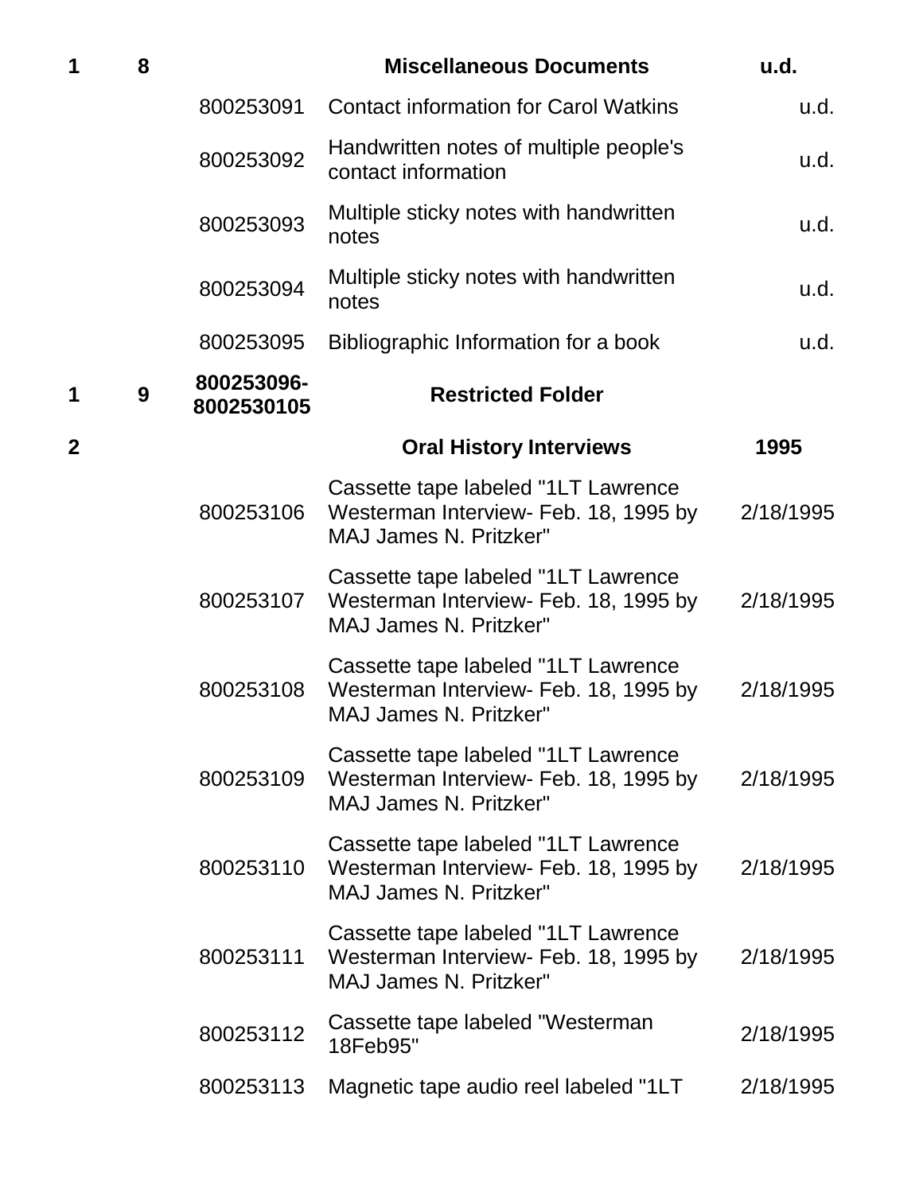| | | | | |
|---|---|---|---|---|
| **1** | **8** | | **Miscellaneous Documents** | **u.d.** |
| | | 800253091 | Contact information for Carol Watkins | u.d. |
| | | 800253092 | Handwritten notes of multiple people's contact information | u.d. |
| | | 800253093 | Multiple sticky notes with handwritten notes | u.d. |
| | | 800253094 | Multiple sticky notes with handwritten notes | u.d. |
| | | 800253095 | Bibliographic Information for a book | u.d. |
| **1** | **9** | **800253096-8002530105** | **Restricted Folder** | |
| **2** | | | **Oral History Interviews** | **1995** |
| | | 800253106 | Cassette tape labeled "1LT Lawrence Westerman Interview- Feb. 18, 1995 by MAJ James N. Pritzker" | 2/18/1995 |
| | | 800253107 | Cassette tape labeled "1LT Lawrence Westerman Interview- Feb. 18, 1995 by MAJ James N. Pritzker" | 2/18/1995 |
| | | 800253108 | Cassette tape labeled "1LT Lawrence Westerman Interview- Feb. 18, 1995 by MAJ James N. Pritzker" | 2/18/1995 |
| | | 800253109 | Cassette tape labeled "1LT Lawrence Westerman Interview- Feb. 18, 1995 by MAJ James N. Pritzker" | 2/18/1995 |
| | | 800253110 | Cassette tape labeled "1LT Lawrence Westerman Interview- Feb. 18, 1995 by MAJ James N. Pritzker" | 2/18/1995 |
| | | 800253111 | Cassette tape labeled "1LT Lawrence Westerman Interview- Feb. 18, 1995 by MAJ James N. Pritzker" | 2/18/1995 |
| | | 800253112 | Cassette tape labeled "Westerman 18Feb95" | 2/18/1995 |
| | | 800253113 | Magnetic tape audio reel labeled "1LT | 2/18/1995 |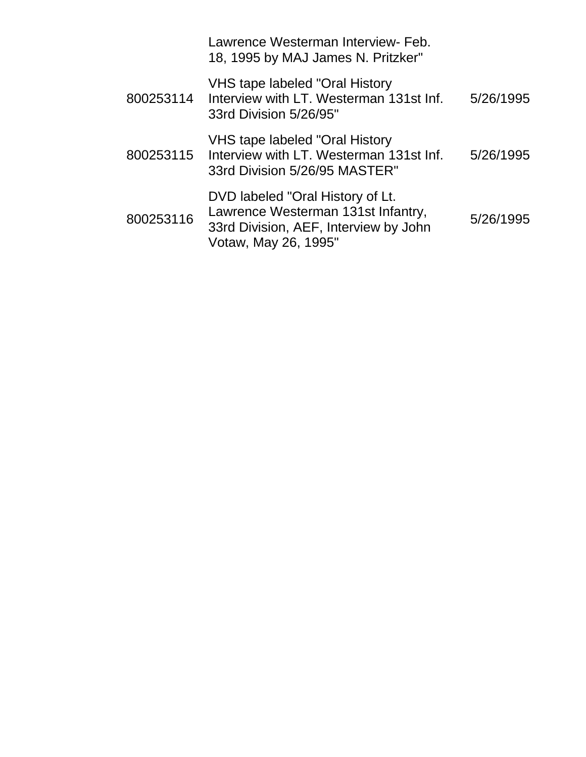| | | |
|---|---|---|
| | Lawrence Westerman Interview- Feb. 18, 1995 by MAJ James N. Pritzker" | |
| 800253114 | VHS tape labeled "Oral History Interview with LT. Westerman 131st Inf. 33rd Division 5/26/95" | 5/26/1995 |
| 800253115 | VHS tape labeled "Oral History Interview with LT. Westerman 131st Inf. 33rd Division 5/26/95 MASTER" | 5/26/1995 |
| 800253116 | DVD labeled "Oral History of Lt. Lawrence Westerman 131st Infantry, 33rd Division, AEF, Interview by John Votaw, May 26, 1995" | 5/26/1995 |